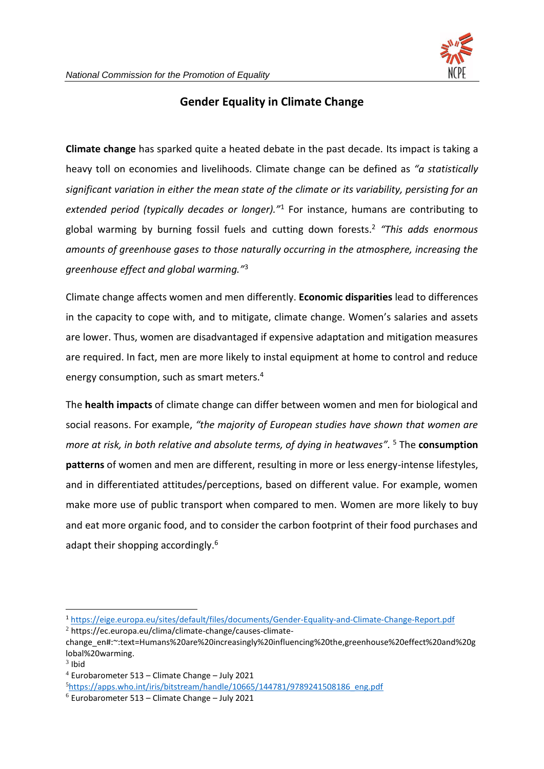# Gender Equality in Climate Change

**Climate change** has sparked quite a heated debate in the past decade. Its impact is taking a heavy toll on economies and livelihoods. Climate change can be defined as *"a statistically significant variation in either the mean state of the climate or its variability, persisting for an extended period (typically decades or longer)."*[1] For instance, humans are contributing to global warming by burning fossil fuels and cutting down forests.[2] *"This adds enormous amounts of greenhouse gases to those naturally occurring in the atmosphere, increasing the greenhouse effect and global warming."*[3]

Climate change affects women and men differently. **Economic disparities** lead to differences in the capacity to cope with, and to mitigate, climate change. Women's salaries and assets are lower. Thus, women are disadvantaged if expensive adaptation and mitigation measures are required. In fact, men are more likely to instal equipment at home to control and reduce energy consumption, such as smart meters.[4]

The **health impacts** of climate change can differ between women and men for biological and social reasons. For example, *"the majority of European studies have shown that women are more at risk, in both relative and absolute terms, of dying in heatwaves".* [5] The **consumption patterns** of women and men are different, resulting in more or less energy-intense lifestyles, and in differentiated attitudes/perceptions, based on different value. For example, women make more use of public transport when compared to men. Women are more likely to buy and eat more organic food, and to consider the carbon footprint of their food purchases and adapt their shopping accordingly.[6]

---

[1] https://eige.europa.eu/sites/default/files/documents/Gender-Equality-and-Climate-Change-Report.pdf

[2] https://ec.europa.eu/clima/climate-change/causes-climate-change_en#:~:text=Humans%20are%20increasingly%20influencing%20the,greenhouse%20effect%20and%20global%20warming.

[3] Ibid

[4] Eurobarometer 513 – Climate Change – July 2021

[5] https://apps.who.int/iris/bitstream/handle/10665/144781/9789241508186_eng.pdf

[6] Eurobarometer 513 – Climate Change – July 2021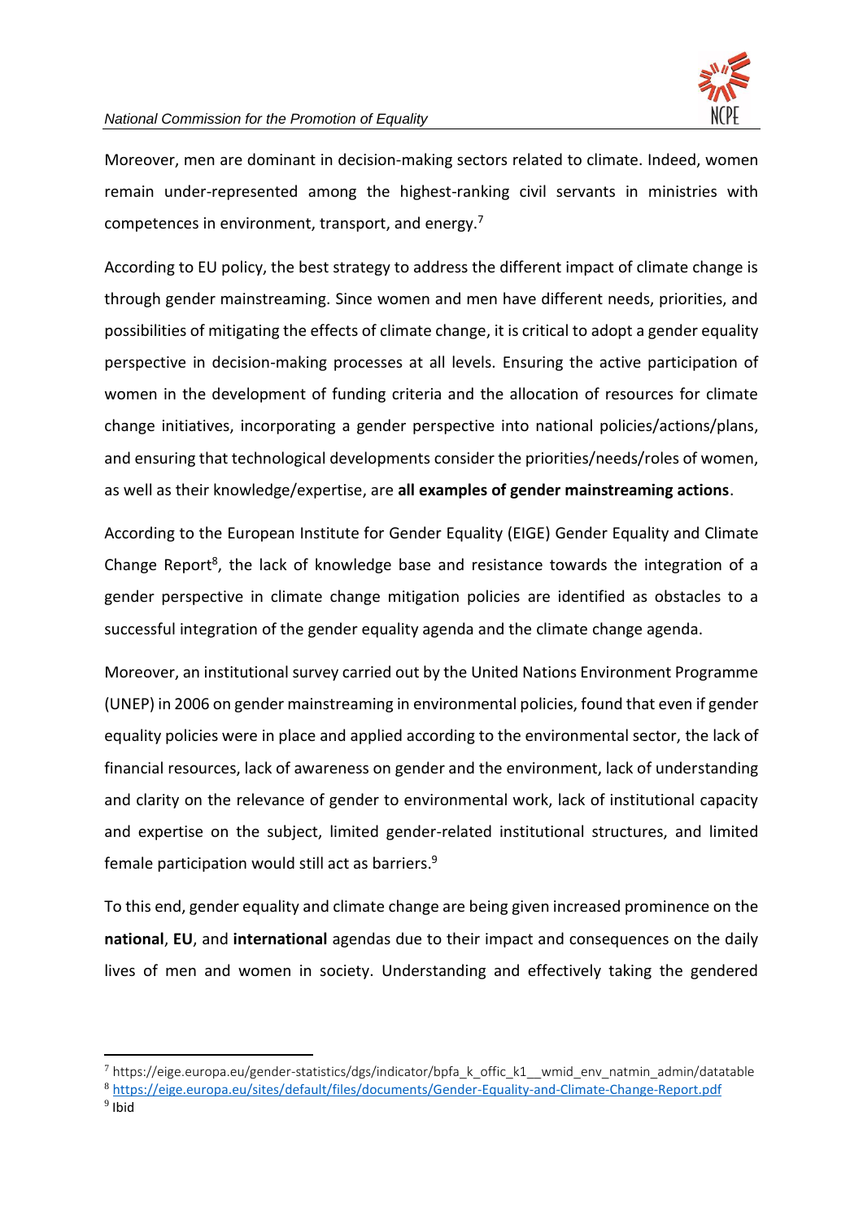Moreover, men are dominant in decision-making sectors related to climate. Indeed, women remain under-represented among the highest-ranking civil servants in ministries with competences in environment, transport, and energy.[7]

According to EU policy, the best strategy to address the different impact of climate change is through gender mainstreaming. Since women and men have different needs, priorities, and possibilities of mitigating the effects of climate change, it is critical to adopt a gender equality perspective in decision-making processes at all levels. Ensuring the active participation of women in the development of funding criteria and the allocation of resources for climate change initiatives, incorporating a gender perspective into national policies/actions/plans, and ensuring that technological developments consider the priorities/needs/roles of women, as well as their knowledge/expertise, are **all examples of gender mainstreaming actions**.

According to the European Institute for Gender Equality (EIGE) Gender Equality and Climate Change Report[8], the lack of knowledge base and resistance towards the integration of a gender perspective in climate change mitigation policies are identified as obstacles to a successful integration of the gender equality agenda and the climate change agenda.

Moreover, an institutional survey carried out by the United Nations Environment Programme (UNEP) in 2006 on gender mainstreaming in environmental policies, found that even if gender equality policies were in place and applied according to the environmental sector, the lack of financial resources, lack of awareness on gender and the environment, lack of understanding and clarity on the relevance of gender to environmental work, lack of institutional capacity and expertise on the subject, limited gender-related institutional structures, and limited female participation would still act as barriers.[9]

To this end, gender equality and climate change are being given increased prominence on the **national**, **EU**, and **international** agendas due to their impact and consequences on the daily lives of men and women in society. Understanding and effectively taking the gendered

---

[7] https://eige.europa.eu/gender-statistics/dgs/indicator/bpfa_k_offic_k1__wmid_env_natmin_admin/datatable

[8] https://eige.europa.eu/sites/default/files/documents/Gender-Equality-and-Climate-Change-Report.pdf

[9] Ibid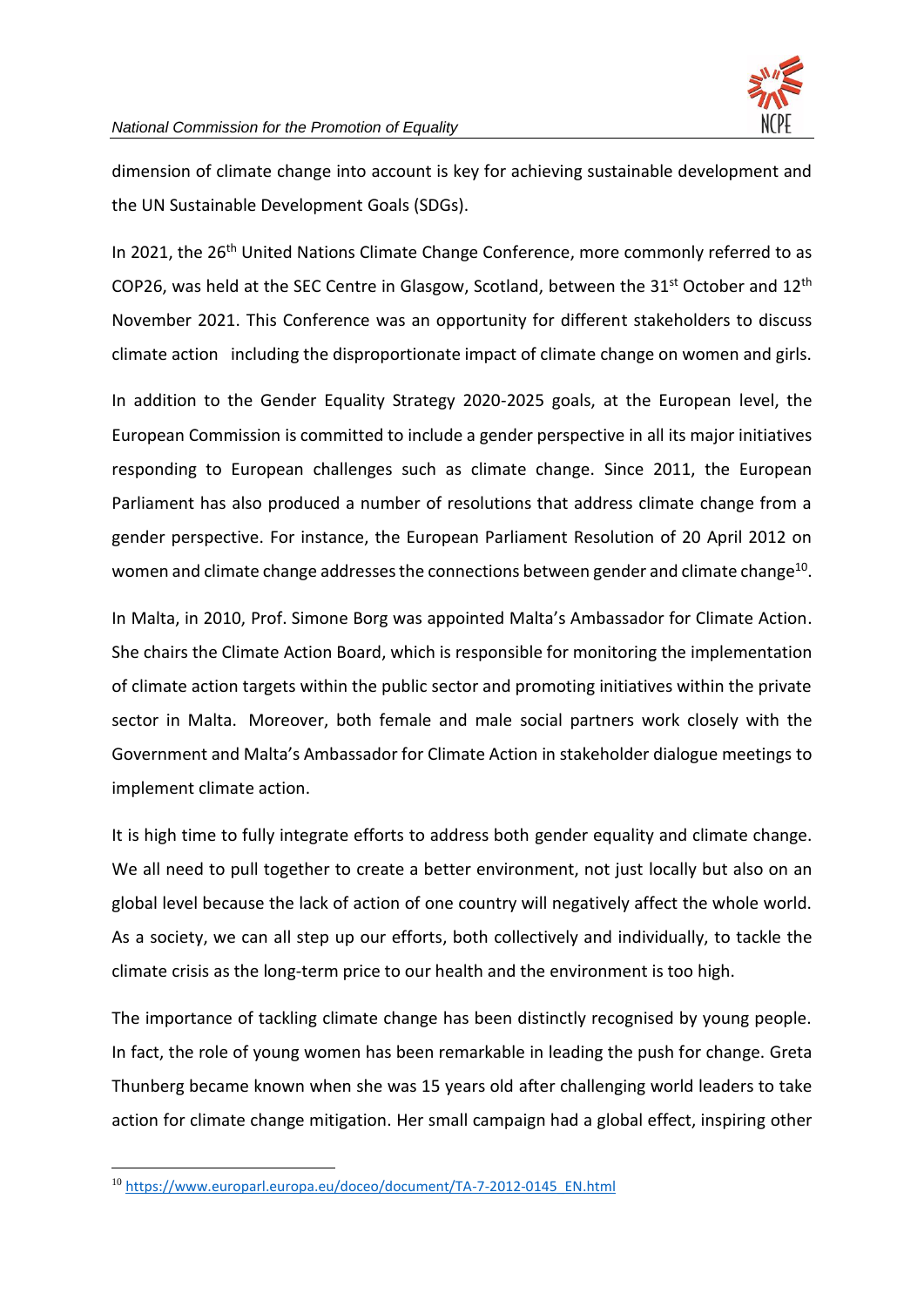dimension of climate change into account is key for achieving sustainable development and the UN Sustainable Development Goals (SDGs).

In 2021, the 26th United Nations Climate Change Conference, more commonly referred to as COP26, was held at the SEC Centre in Glasgow, Scotland, between the 31st October and 12th November 2021. This Conference was an opportunity for different stakeholders to discuss climate action including the disproportionate impact of climate change on women and girls.

In addition to the Gender Equality Strategy 2020-2025 goals, at the European level, the European Commission is committed to include a gender perspective in all its major initiatives responding to European challenges such as climate change. Since 2011, the European Parliament has also produced a number of resolutions that address climate change from a gender perspective. For instance, the European Parliament Resolution of 20 April 2012 on women and climate change addresses the connections between gender and climate change[10].

In Malta, in 2010, Prof. Simone Borg was appointed Malta's Ambassador for Climate Action. She chairs the Climate Action Board, which is responsible for monitoring the implementation of climate action targets within the public sector and promoting initiatives within the private sector in Malta. Moreover, both female and male social partners work closely with the Government and Malta's Ambassador for Climate Action in stakeholder dialogue meetings to implement climate action.

It is high time to fully integrate efforts to address both gender equality and climate change. We all need to pull together to create a better environment, not just locally but also on an global level because the lack of action of one country will negatively affect the whole world. As a society, we can all step up our efforts, both collectively and individually, to tackle the climate crisis as the long-term price to our health and the environment is too high.

The importance of tackling climate change has been distinctly recognised by young people. In fact, the role of young women has been remarkable in leading the push for change. Greta Thunberg became known when she was 15 years old after challenging world leaders to take action for climate change mitigation. Her small campaign had a global effect, inspiring other

[10] https://www.europarl.europa.eu/doceo/document/TA-7-2012-0145_EN.html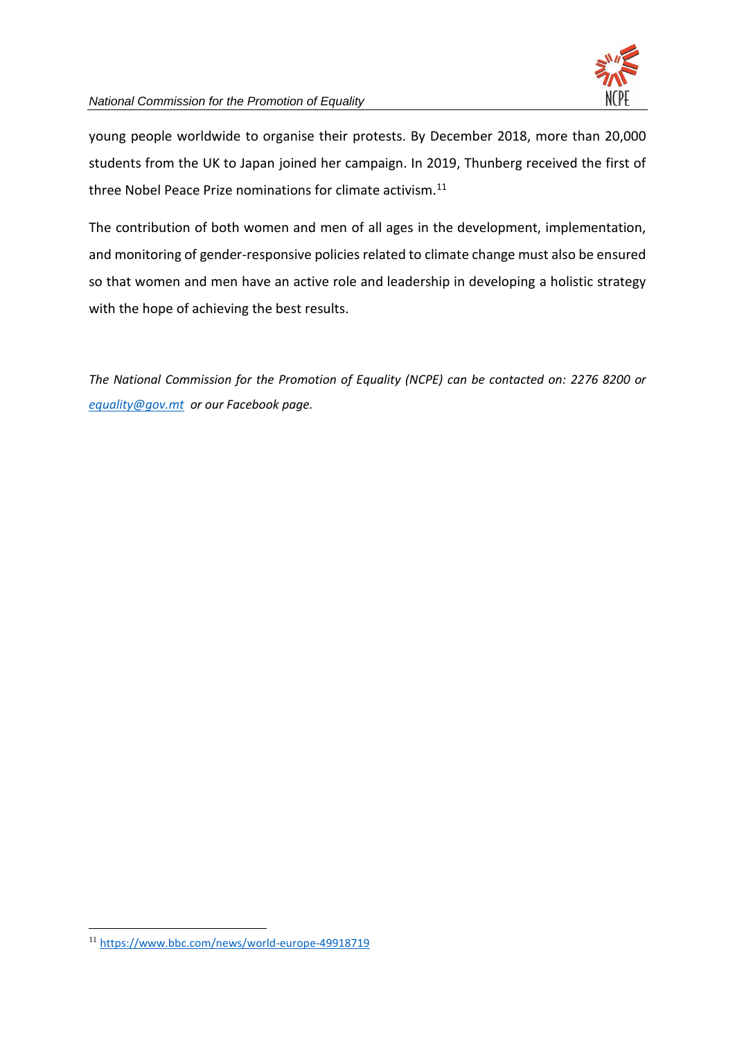young people worldwide to organise their protests. By December 2018, more than 20,000 students from the UK to Japan joined her campaign. In 2019, Thunberg received the first of three Nobel Peace Prize nominations for climate activism.[11]

The contribution of both women and men of all ages in the development, implementation, and monitoring of gender-responsive policies related to climate change must also be ensured so that women and men have an active role and leadership in developing a holistic strategy with the hope of achieving the best results.

*The National Commission for the Promotion of Equality (NCPE) can be contacted on: 2276 8200 or [equality@gov.mt](mailto:equality@gov.mt) or our Facebook page.*

---

[11] https://www.bbc.com/news/world-europe-49918719